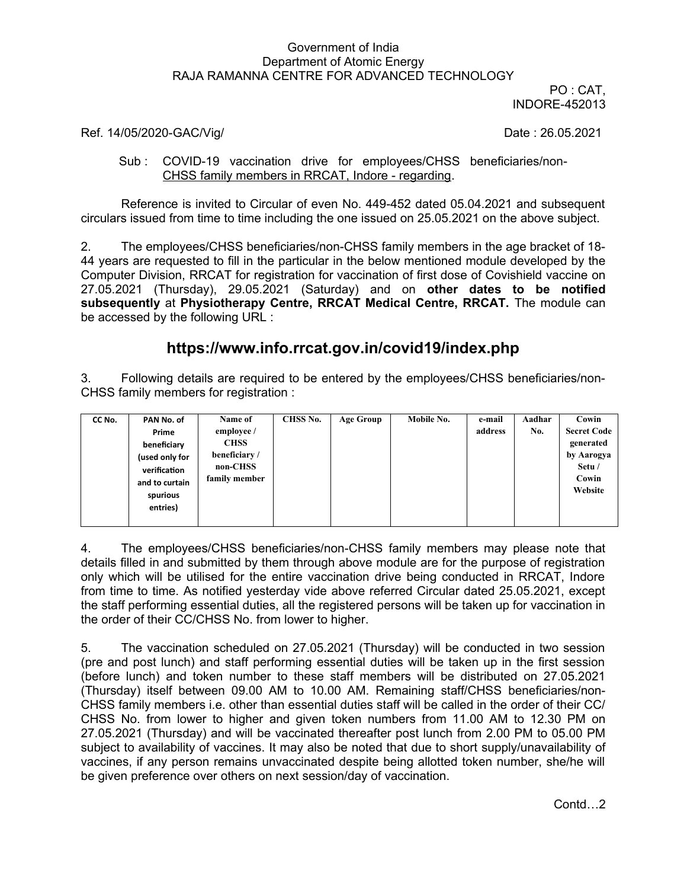Government of India
Department of Atomic Energy
RAJA RAMANNA CENTRE FOR ADVANCED TECHNOLOGY

PO : CAT,
INDORE-452013

Ref. 14/05/2020-GAC/Vig/ Date : 26.05.2021

Sub : COVID-19 vaccination drive for employees/CHSS beneficiaries/non-CHSS family members in RRCAT, Indore - regarding.

Reference is invited to Circular of even No. 449-452 dated 05.04.2021 and subsequent circulars issued from time to time including the one issued on 25.05.2021 on the above subject.

2. The employees/CHSS beneficiaries/non-CHSS family members in the age bracket of 18-44 years are requested to fill in the particular in the below mentioned module developed by the Computer Division, RRCAT for registration for vaccination of first dose of Covishield vaccine on 27.05.2021 (Thursday), 29.05.2021 (Saturday) and on **other dates to be notified subsequently** at **Physiotherapy Centre, RRCAT Medical Centre, RRCAT.** The module can be accessed by the following URL :

## https://www.info.rrcat.gov.in/covid19/index.php

3. Following details are required to be entered by the employees/CHSS beneficiaries/non-CHSS family members for registration :

| CC No. | PAN No. of Prime beneficiary (used only for verification and to curtain spurious entries) | Name of employee / CHSS beneficiary / non-CHSS family member | CHSS No. | Age Group | Mobile No. | e-mail address | Aadhar No. | Cowin Secret Code generated by Aarogya Setu / Cowin Website |
|---|---|---|---|---|---|---|---|---|
| | | | | | | | | |

4. The employees/CHSS beneficiaries/non-CHSS family members may please note that details filled in and submitted by them through above module are for the purpose of registration only which will be utilised for the entire vaccination drive being conducted in RRCAT, Indore from time to time. As notified yesterday vide above referred Circular dated 25.05.2021, except the staff performing essential duties, all the registered persons will be taken up for vaccination in the order of their CC/CHSS No. from lower to higher.

5. The vaccination scheduled on 27.05.2021 (Thursday) will be conducted in two session (pre and post lunch) and staff performing essential duties will be taken up in the first session (before lunch) and token number to these staff members will be distributed on 27.05.2021 (Thursday) itself between 09.00 AM to 10.00 AM. Remaining staff/CHSS beneficiaries/non-CHSS family members i.e. other than essential duties staff will be called in the order of their CC/ CHSS No. from lower to higher and given token numbers from 11.00 AM to 12.30 PM on 27.05.2021 (Thursday) and will be vaccinated thereafter post lunch from 2.00 PM to 05.00 PM subject to availability of vaccines. It may also be noted that due to short supply/unavailability of vaccines, if any person remains unvaccinated despite being allotted token number, she/he will be given preference over others on next session/day of vaccination.

Contd…2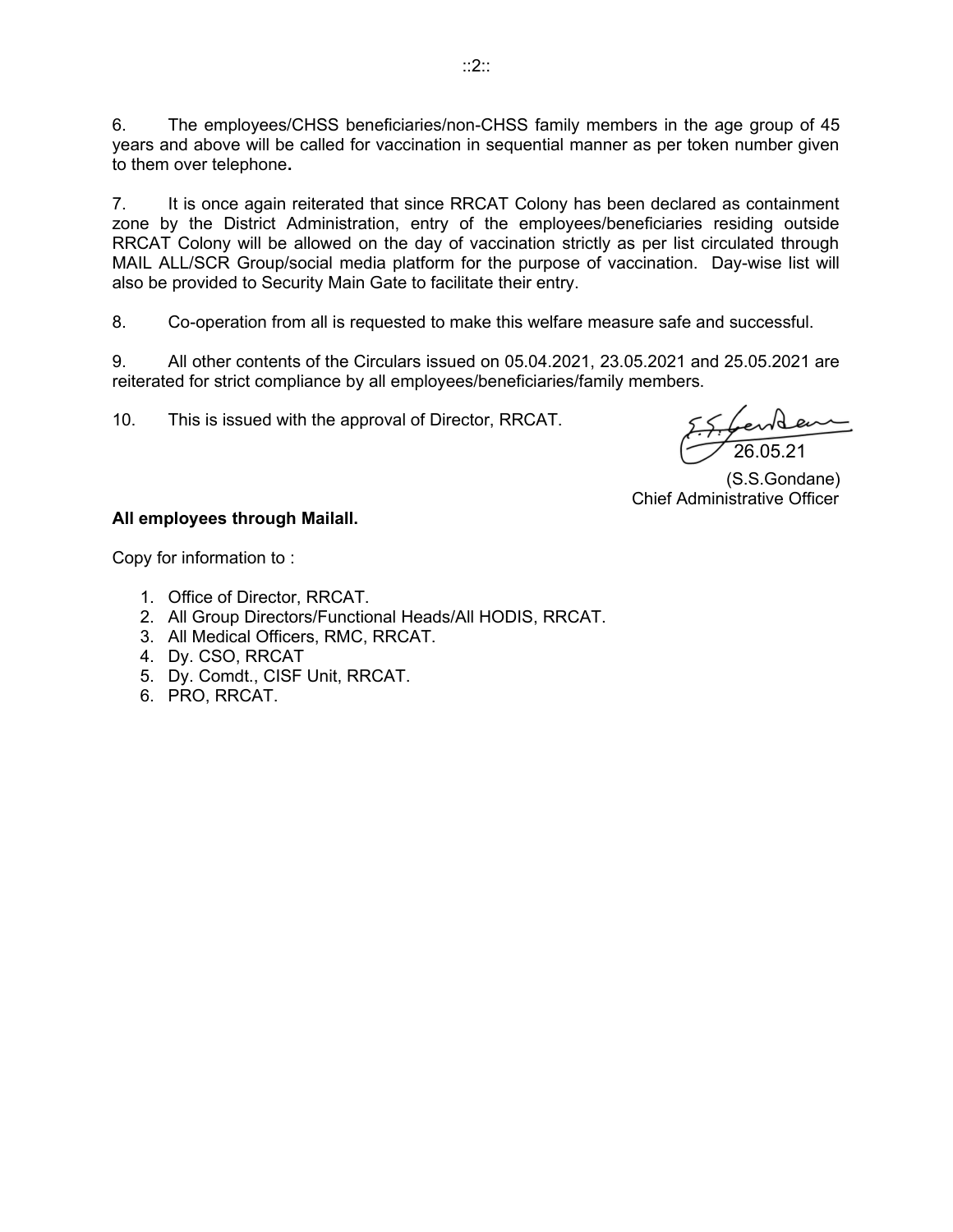6. The employees/CHSS beneficiaries/non-CHSS family members in the age group of 45 years and above will be called for vaccination in sequential manner as per token number given to them over telephone**.**

7. It is once again reiterated that since RRCAT Colony has been declared as containment zone by the District Administration, entry of the employees/beneficiaries residing outside RRCAT Colony will be allowed on the day of vaccination strictly as per list circulated through MAIL ALL/SCR Group/social media platform for the purpose of vaccination. Day-wise list will also be provided to Security Main Gate to facilitate their entry.

8. Co-operation from all is requested to make this welfare measure safe and successful.

9. All other contents of the Circulars issued on 05.04.2021, 23.05.2021 and 25.05.2021 are reiterated for strict compliance by all employees/beneficiaries/family members.

10. This is issued with the approval of Director, RRCAT.

26.05.21

(S.S.Gondane)
Chief Administrative Officer

**All employees through Mailall.**

Copy for information to :

1. Office of Director, RRCAT.
2. All Group Directors/Functional Heads/All HODIS, RRCAT.
3. All Medical Officers, RMC, RRCAT.
4. Dy. CSO, RRCAT
5. Dy. Comdt., CISF Unit, RRCAT.
6. PRO, RRCAT.